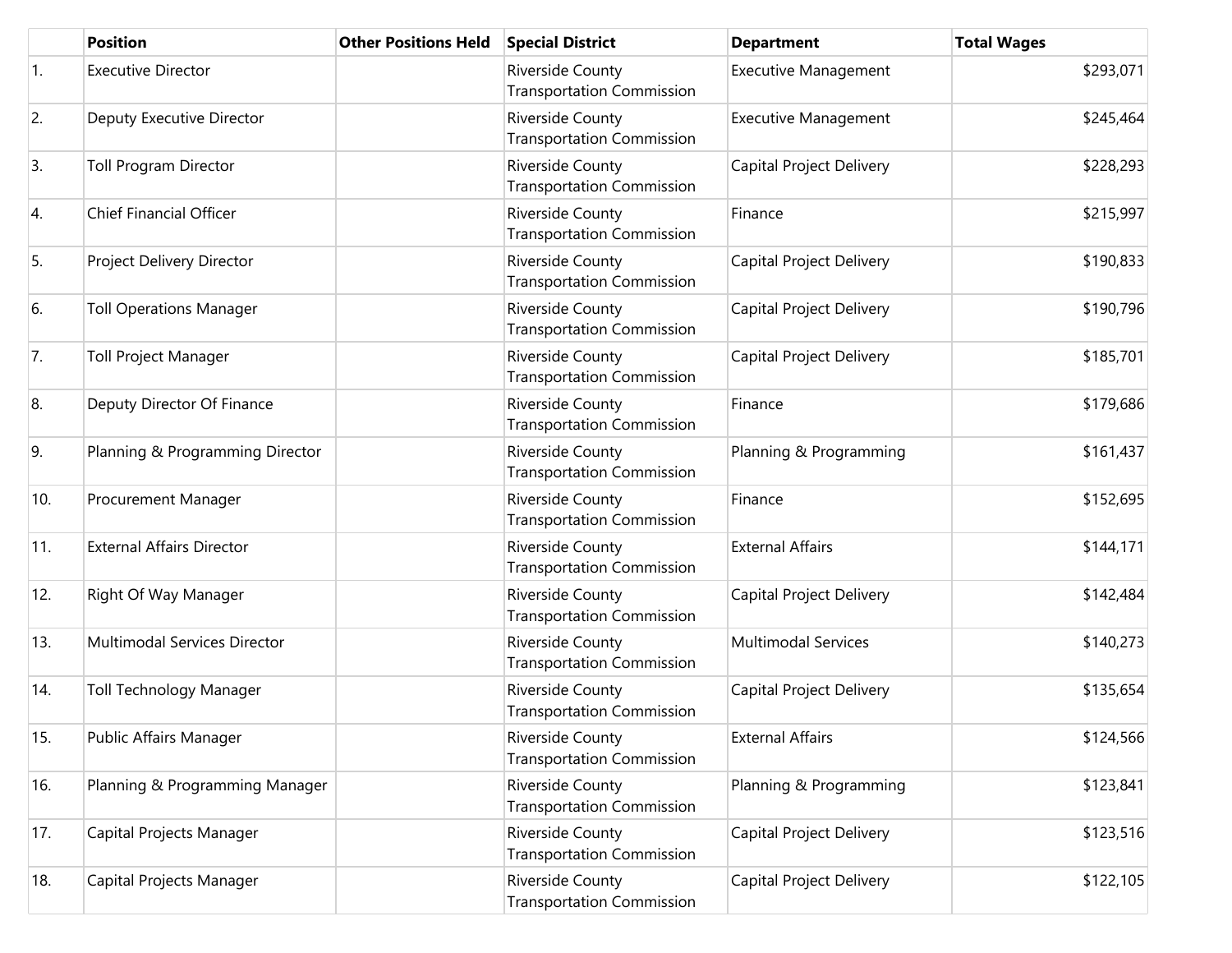| | Position | Other Positions Held | Special District | Department | Total Wages |
|---|---|---|---|---|---|
| 1. | Executive Director | | Riverside County Transportation Commission | Executive Management | $293,071 |
| 2. | Deputy Executive Director | | Riverside County Transportation Commission | Executive Management | $245,464 |
| 3. | Toll Program Director | | Riverside County Transportation Commission | Capital Project Delivery | $228,293 |
| 4. | Chief Financial Officer | | Riverside County Transportation Commission | Finance | $215,997 |
| 5. | Project Delivery Director | | Riverside County Transportation Commission | Capital Project Delivery | $190,833 |
| 6. | Toll Operations Manager | | Riverside County Transportation Commission | Capital Project Delivery | $190,796 |
| 7. | Toll Project Manager | | Riverside County Transportation Commission | Capital Project Delivery | $185,701 |
| 8. | Deputy Director Of Finance | | Riverside County Transportation Commission | Finance | $179,686 |
| 9. | Planning & Programming Director | | Riverside County Transportation Commission | Planning & Programming | $161,437 |
| 10. | Procurement Manager | | Riverside County Transportation Commission | Finance | $152,695 |
| 11. | External Affairs Director | | Riverside County Transportation Commission | External Affairs | $144,171 |
| 12. | Right Of Way Manager | | Riverside County Transportation Commission | Capital Project Delivery | $142,484 |
| 13. | Multimodal Services Director | | Riverside County Transportation Commission | Multimodal Services | $140,273 |
| 14. | Toll Technology Manager | | Riverside County Transportation Commission | Capital Project Delivery | $135,654 |
| 15. | Public Affairs Manager | | Riverside County Transportation Commission | External Affairs | $124,566 |
| 16. | Planning & Programming Manager | | Riverside County Transportation Commission | Planning & Programming | $123,841 |
| 17. | Capital Projects Manager | | Riverside County Transportation Commission | Capital Project Delivery | $123,516 |
| 18. | Capital Projects Manager | | Riverside County Transportation Commission | Capital Project Delivery | $122,105 |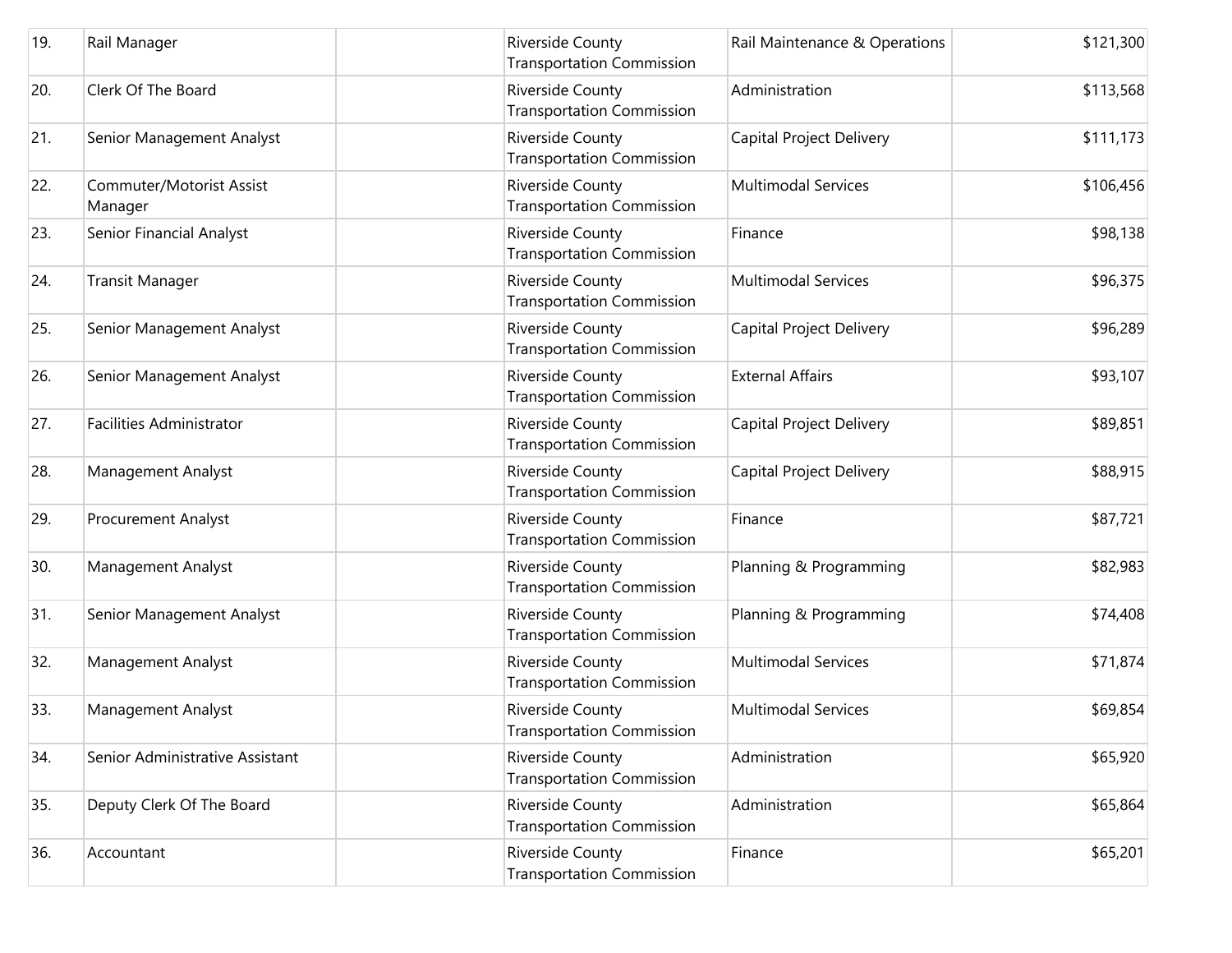| | | | | | |
|---|---|---|---|---|---|
| 19. | Rail Manager | | Riverside County Transportation Commission | Rail Maintenance & Operations | $121,300 |
| 20. | Clerk Of The Board | | Riverside County Transportation Commission | Administration | $113,568 |
| 21. | Senior Management Analyst | | Riverside County Transportation Commission | Capital Project Delivery | $111,173 |
| 22. | Commuter/Motorist Assist Manager | | Riverside County Transportation Commission | Multimodal Services | $106,456 |
| 23. | Senior Financial Analyst | | Riverside County Transportation Commission | Finance | $98,138 |
| 24. | Transit Manager | | Riverside County Transportation Commission | Multimodal Services | $96,375 |
| 25. | Senior Management Analyst | | Riverside County Transportation Commission | Capital Project Delivery | $96,289 |
| 26. | Senior Management Analyst | | Riverside County Transportation Commission | External Affairs | $93,107 |
| 27. | Facilities Administrator | | Riverside County Transportation Commission | Capital Project Delivery | $89,851 |
| 28. | Management Analyst | | Riverside County Transportation Commission | Capital Project Delivery | $88,915 |
| 29. | Procurement Analyst | | Riverside County Transportation Commission | Finance | $87,721 |
| 30. | Management Analyst | | Riverside County Transportation Commission | Planning & Programming | $82,983 |
| 31. | Senior Management Analyst | | Riverside County Transportation Commission | Planning & Programming | $74,408 |
| 32. | Management Analyst | | Riverside County Transportation Commission | Multimodal Services | $71,874 |
| 33. | Management Analyst | | Riverside County Transportation Commission | Multimodal Services | $69,854 |
| 34. | Senior Administrative Assistant | | Riverside County Transportation Commission | Administration | $65,920 |
| 35. | Deputy Clerk Of The Board | | Riverside County Transportation Commission | Administration | $65,864 |
| 36. | Accountant | | Riverside County Transportation Commission | Finance | $65,201 |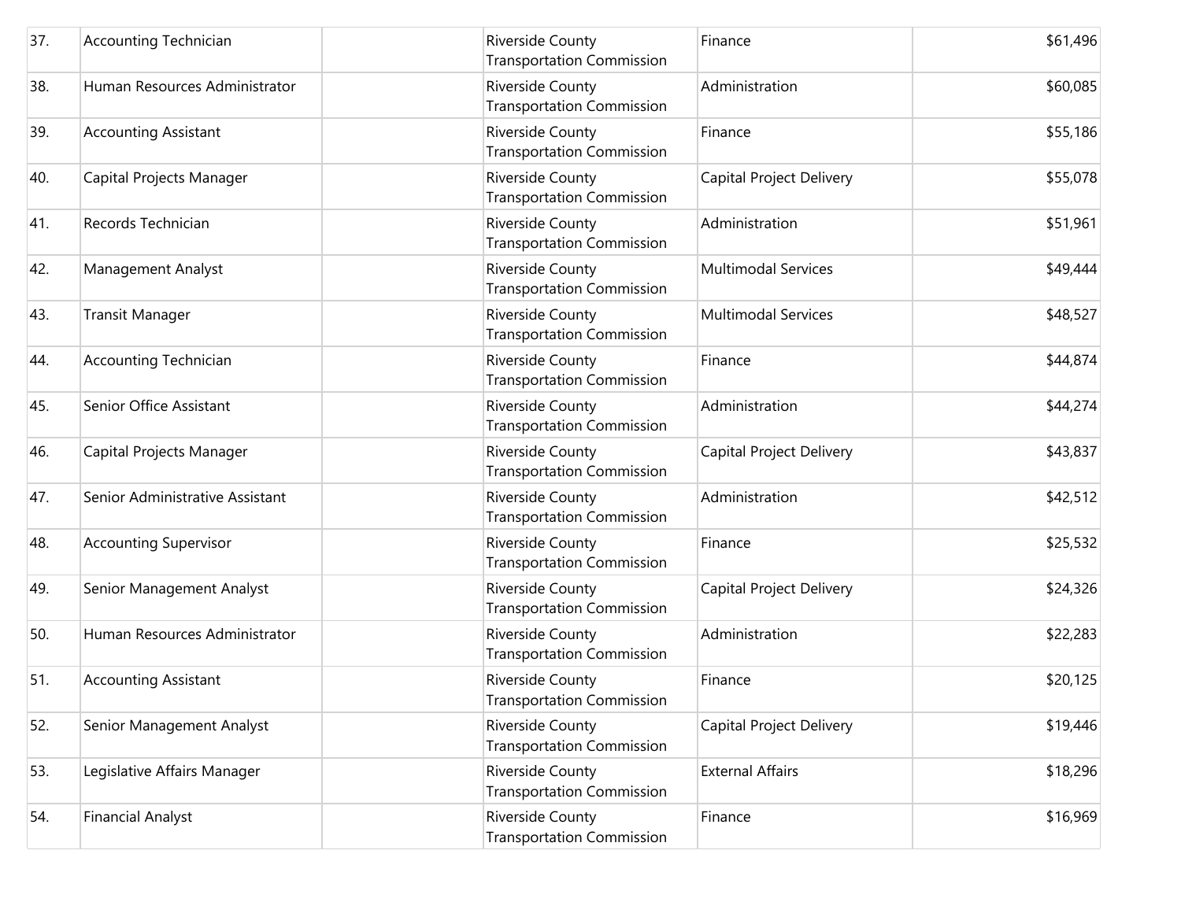| | | | | | |
|---|---|---|---|---|---|
| 37. | Accounting Technician | | Riverside County Transportation Commission | Finance | $61,496 |
| 38. | Human Resources Administrator | | Riverside County Transportation Commission | Administration | $60,085 |
| 39. | Accounting Assistant | | Riverside County Transportation Commission | Finance | $55,186 |
| 40. | Capital Projects Manager | | Riverside County Transportation Commission | Capital Project Delivery | $55,078 |
| 41. | Records Technician | | Riverside County Transportation Commission | Administration | $51,961 |
| 42. | Management Analyst | | Riverside County Transportation Commission | Multimodal Services | $49,444 |
| 43. | Transit Manager | | Riverside County Transportation Commission | Multimodal Services | $48,527 |
| 44. | Accounting Technician | | Riverside County Transportation Commission | Finance | $44,874 |
| 45. | Senior Office Assistant | | Riverside County Transportation Commission | Administration | $44,274 |
| 46. | Capital Projects Manager | | Riverside County Transportation Commission | Capital Project Delivery | $43,837 |
| 47. | Senior Administrative Assistant | | Riverside County Transportation Commission | Administration | $42,512 |
| 48. | Accounting Supervisor | | Riverside County Transportation Commission | Finance | $25,532 |
| 49. | Senior Management Analyst | | Riverside County Transportation Commission | Capital Project Delivery | $24,326 |
| 50. | Human Resources Administrator | | Riverside County Transportation Commission | Administration | $22,283 |
| 51. | Accounting Assistant | | Riverside County Transportation Commission | Finance | $20,125 |
| 52. | Senior Management Analyst | | Riverside County Transportation Commission | Capital Project Delivery | $19,446 |
| 53. | Legislative Affairs Manager | | Riverside County Transportation Commission | External Affairs | $18,296 |
| 54. | Financial Analyst | | Riverside County Transportation Commission | Finance | $16,969 |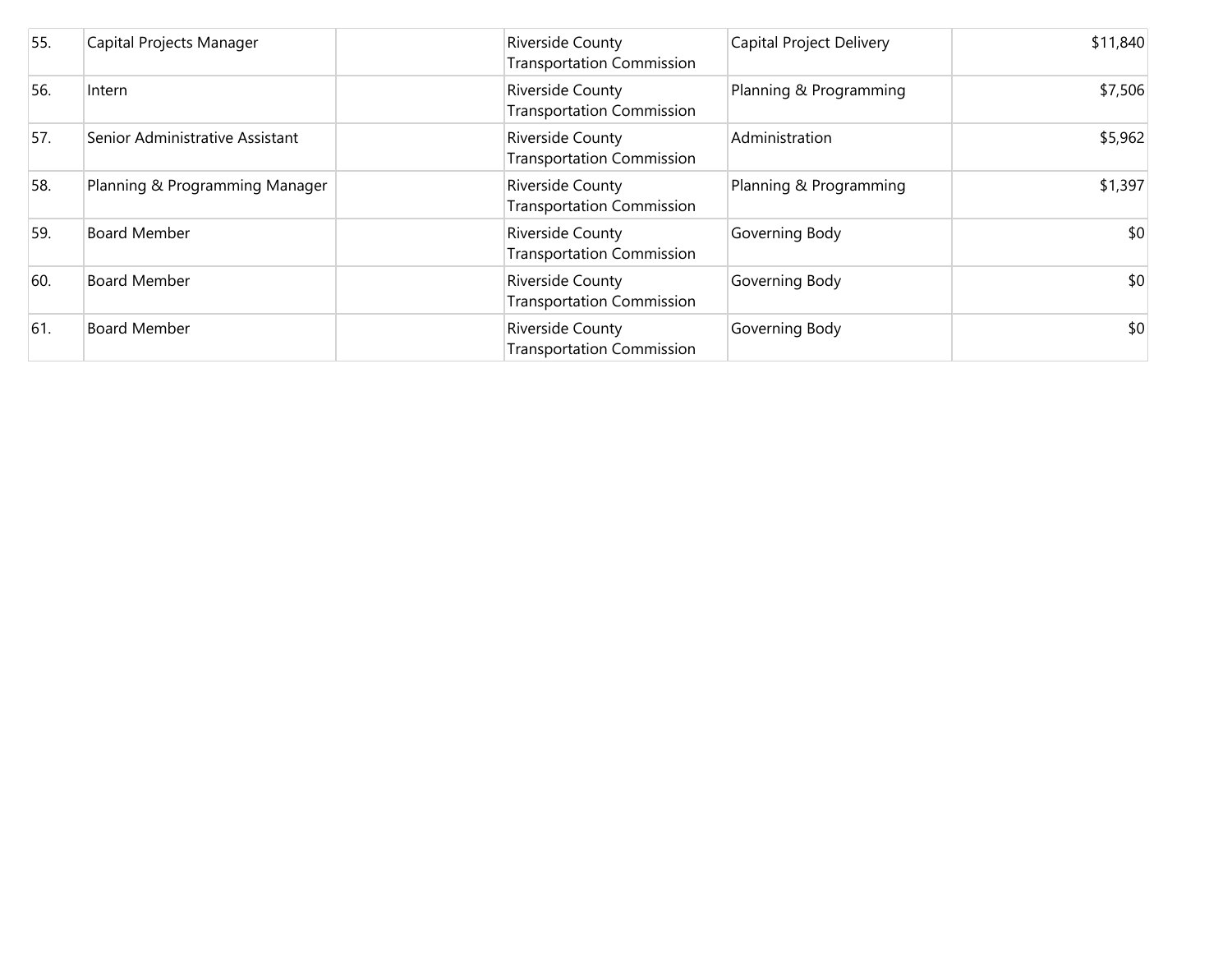| | | | | | |
|---|---|---|---|---|---|
| 55. | Capital Projects Manager | | Riverside County Transportation Commission | Capital Project Delivery | $11,840 |
| 56. | Intern | | Riverside County Transportation Commission | Planning & Programming | $7,506 |
| 57. | Senior Administrative Assistant | | Riverside County Transportation Commission | Administration | $5,962 |
| 58. | Planning & Programming Manager | | Riverside County Transportation Commission | Planning & Programming | $1,397 |
| 59. | Board Member | | Riverside County Transportation Commission | Governing Body | $0 |
| 60. | Board Member | | Riverside County Transportation Commission | Governing Body | $0 |
| 61. | Board Member | | Riverside County Transportation Commission | Governing Body | $0 |